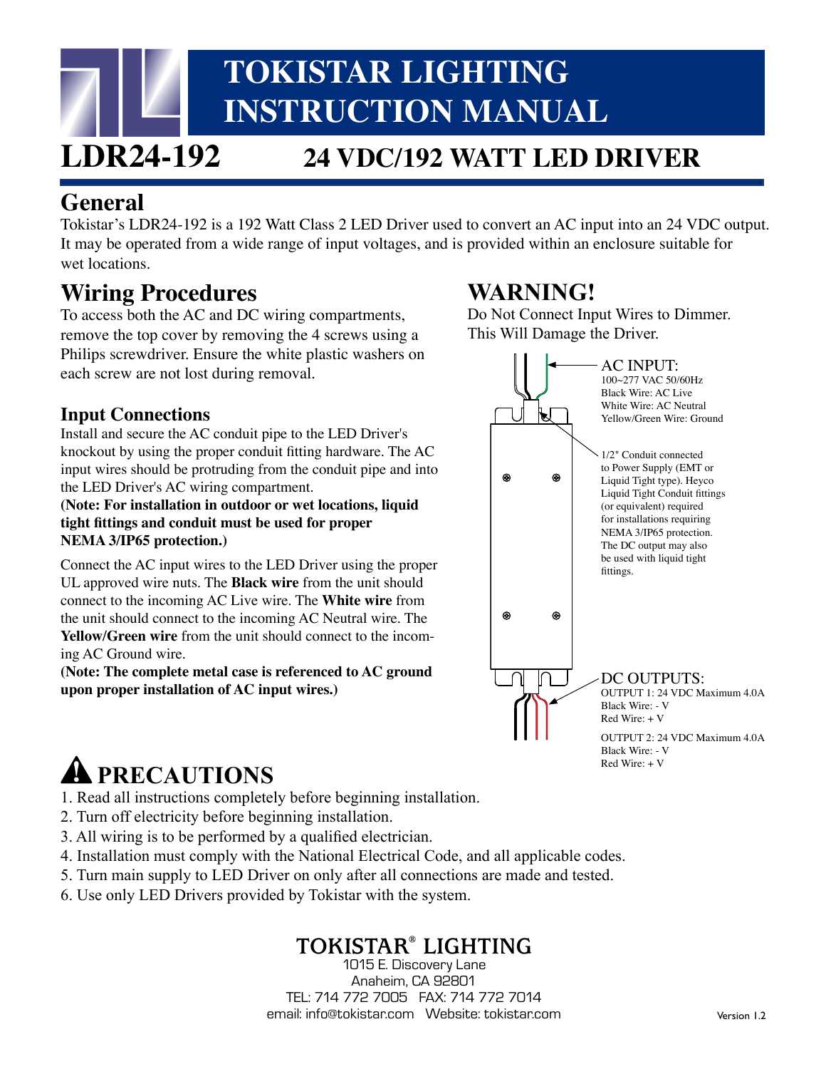# TOKISTAR LIGHTING INSTRUCTION MANUAL

## LDR24-192 — 24 VDC/192 WATT LED DRIVER

## General

Tokistar's LDR24-192 is a 192 Watt Class 2 LED Driver used to convert an AC input into an 24 VDC output. It may be operated from a wide range of input voltages, and is provided within an enclosure suitable for wet locations.

## Wiring Procedures

To access both the AC and DC wiring compartments, remove the top cover by removing the 4 screws using a Philips screwdriver. Ensure the white plastic washers on each screw are not lost during removal.

### Input Connections

Install and secure the AC conduit pipe to the LED Driver's knockout by using the proper conduit fitting hardware. The AC input wires should be protruding from the conduit pipe and into the LED Driver's AC wiring compartment.

**(Note: For installation in outdoor or wet locations, liquid tight fittings and conduit must be used for proper NEMA 3/IP65 protection.)**

Connect the AC input wires to the LED Driver using the proper UL approved wire nuts. The **Black wire** from the unit should connect to the incoming AC Live wire. The **White wire** from the unit should connect to the incoming AC Neutral wire. The **Yellow/Green wire** from the unit should connect to the incoming AC Ground wire.

**(Note: The complete metal case is referenced to AC ground upon proper installation of AC input wires.)**

## WARNING!

Do Not Connect Input Wires to Dimmer. This Will Damage the Driver.

AC INPUT:
100~277 VAC 50/60Hz
Black Wire: AC Live
White Wire: AC Neutral
Yellow/Green Wire: Ground

1/2" Conduit connected to Power Supply (EMT or Liquid Tight type). Heyco Liquid Tight Conduit fittings (or equivalent) required for installations requiring NEMA 3/IP65 protection. The DC output may also be used with liquid tight fittings.

DC OUTPUTS:
OUTPUT 1: 24 VDC Maximum 4.0A
Black Wire: - V
Red Wire: + V

OUTPUT 2: 24 VDC Maximum 4.0A
Black Wire: - V
Red Wire: + V

## ⚠ PRECAUTIONS

1. Read all instructions completely before beginning installation.
2. Turn off electricity before beginning installation.
3. All wiring is to be performed by a qualified electrician.
4. Installation must comply with the National Electrical Code, and all applicable codes.
5. Turn main supply to LED Driver on only after all connections are made and tested.
6. Use only LED Drivers provided by Tokistar with the system.

**TOKISTAR® LIGHTING**
1015 E. Discovery Lane
Anaheim, CA 92801
TEL: 714 772 7005 FAX: 714 772 7014
email: info@tokistar.com Website: tokistar.com

Version 1.2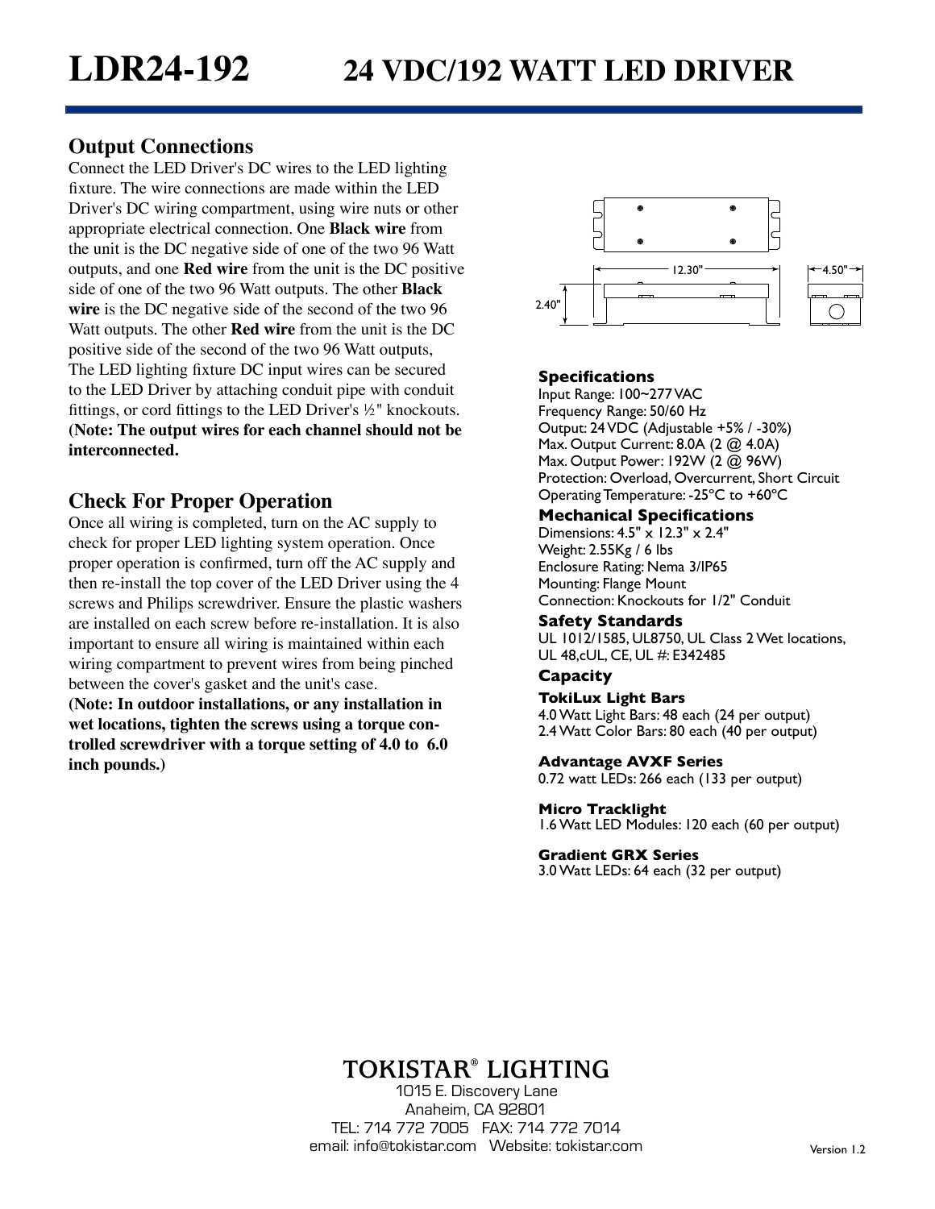# LDR24-192 24 VDC/192 WATT LED DRIVER

## Output Connections

Connect the LED Driver's DC wires to the LED lighting fixture. The wire connections are made within the LED Driver's DC wiring compartment, using wire nuts or other appropriate electrical connection. One **Black wire** from the unit is the DC negative side of one of the two 96 Watt outputs, and one **Red wire** from the unit is the DC positive side of one of the two 96 Watt outputs. The other **Black wire** is the DC negative side of the second of the two 96 Watt outputs. The other **Red wire** from the unit is the DC positive side of the second of the two 96 Watt outputs, The LED lighting fixture DC input wires can be secured to the LED Driver by attaching conduit pipe with conduit fittings, or cord fittings to the LED Driver's ½" knockouts. **(Note: The output wires for each channel should not be interconnected.**

## Check For Proper Operation

Once all wiring is completed, turn on the AC supply to check for proper LED lighting system operation. Once proper operation is confirmed, turn off the AC supply and then re-install the top cover of the LED Driver using the 4 screws and Philips screwdriver. Ensure the plastic washers are installed on each screw before re-installation. It is also important to ensure all wiring is maintained within each wiring compartment to prevent wires from being pinched between the cover's gasket and the unit's case.

**(Note: In outdoor installations, or any installation in wet locations, tighten the screws using a torque controlled screwdriver with a torque setting of 4.0 to 6.0 inch pounds.)**

12.30"

4.50"

2.40"

### Specifications

Input Range: 100~277 VAC
Frequency Range: 50/60 Hz
Output: 24 VDC (Adjustable +5% / -30%)
Max. Output Current: 8.0A (2 @ 4.0A)
Max. Output Power: 192W (2 @ 96W)
Protection: Overload, Overcurrent, Short Circuit
Operating Temperature: -25°C to +60°C

### Mechanical Specifications

Dimensions: 4.5" x 12.3" x 2.4"
Weight: 2.55Kg / 6 lbs
Enclosure Rating: Nema 3/IP65
Mounting: Flange Mount
Connection: Knockouts for 1/2" Conduit

### Safety Standards

UL 1012/1585, UL8750, UL Class 2 Wet locations, UL 48,cUL, CE, UL #: E342485

### Capacity

**TokiLux Light Bars**
4.0 Watt Light Bars: 48 each (24 per output)
2.4 Watt Color Bars: 80 each (40 per output)

**Advantage AVXF Series**
0.72 watt LEDs: 266 each (133 per output)

**Micro Tracklight**
1.6 Watt LED Modules: 120 each (60 per output)

**Gradient GRX Series**
3.0 Watt LEDs: 64 each (32 per output)

TOKISTAR® LIGHTING
1015 E. Discovery Lane
Anaheim, CA 92801
TEL: 714 772 7005 FAX: 714 772 7014
email: info@tokistar.com Website: tokistar.com

Version 1.2